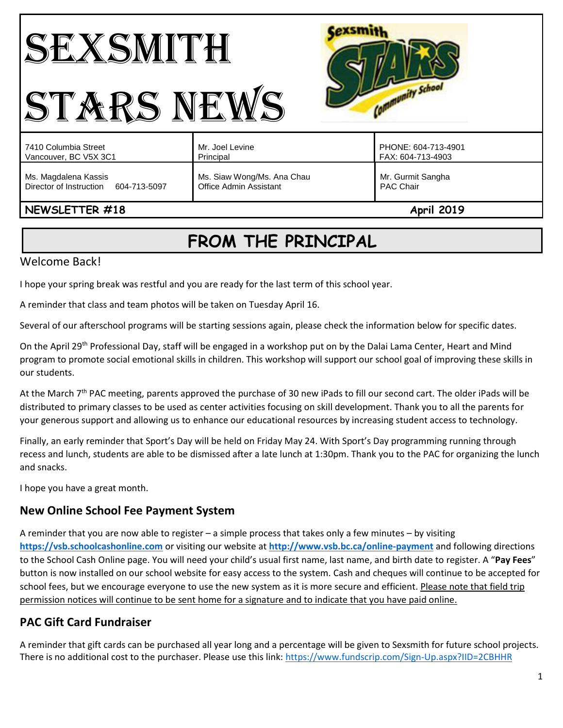# SEXSMITH STARS NEWS

| 7410 Columbia Street<br>Vancouver, BC V5X 3C1 | Mr. Joel Levine<br>Principal | PHONE: 604-713-4901<br>FAX: 604-713-4903 |
|---|---|---|
| Ms. Magdalena Kassis<br>Director of Instruction 604-713-5097 | Ms. Siaw Wong/Ms. Ana Chau<br>Office Admin Assistant | Mr. Gurmit Sangha<br>PAC Chair |

**NEWSLETTER #18** **April 2019**

## FROM THE PRINCIPAL

Welcome Back!

I hope your spring break was restful and you are ready for the last term of this school year.

A reminder that class and team photos will be taken on Tuesday April 16.

Several of our afterschool programs will be starting sessions again, please check the information below for specific dates.

On the April 29th Professional Day, staff will be engaged in a workshop put on by the Dalai Lama Center, Heart and Mind program to promote social emotional skills in children. This workshop will support our school goal of improving these skills in our students.

At the March 7th PAC meeting, parents approved the purchase of 30 new iPads to fill our second cart. The older iPads will be distributed to primary classes to be used as center activities focusing on skill development. Thank you to all the parents for your generous support and allowing us to enhance our educational resources by increasing student access to technology.

Finally, an early reminder that Sport's Day will be held on Friday May 24. With Sport's Day programming running through recess and lunch, students are able to be dismissed after a late lunch at 1:30pm. Thank you to the PAC for organizing the lunch and snacks.

I hope you have a great month.

### New Online School Fee Payment System

A reminder that you are now able to register – a simple process that takes only a few minutes – by visiting **https://vsb.schoolcashonline.com** or visiting our website at **http://www.vsb.bc.ca/online-payment** and following directions to the School Cash Online page. You will need your child's usual first name, last name, and birth date to register. A "**Pay Fees**" button is now installed on our school website for easy access to the system. Cash and cheques will continue to be accepted for school fees, but we encourage everyone to use the new system as it is more secure and efficient. <u>Please note that field trip permission notices will continue to be sent home for a signature and to indicate that you have paid online.</u>

### PAC Gift Card Fundraiser

A reminder that gift cards can be purchased all year long and a percentage will be given to Sexsmith for future school projects. There is no additional cost to the purchaser. Please use this link: https://www.fundscrip.com/Sign-Up.aspx?IID=2CBHHR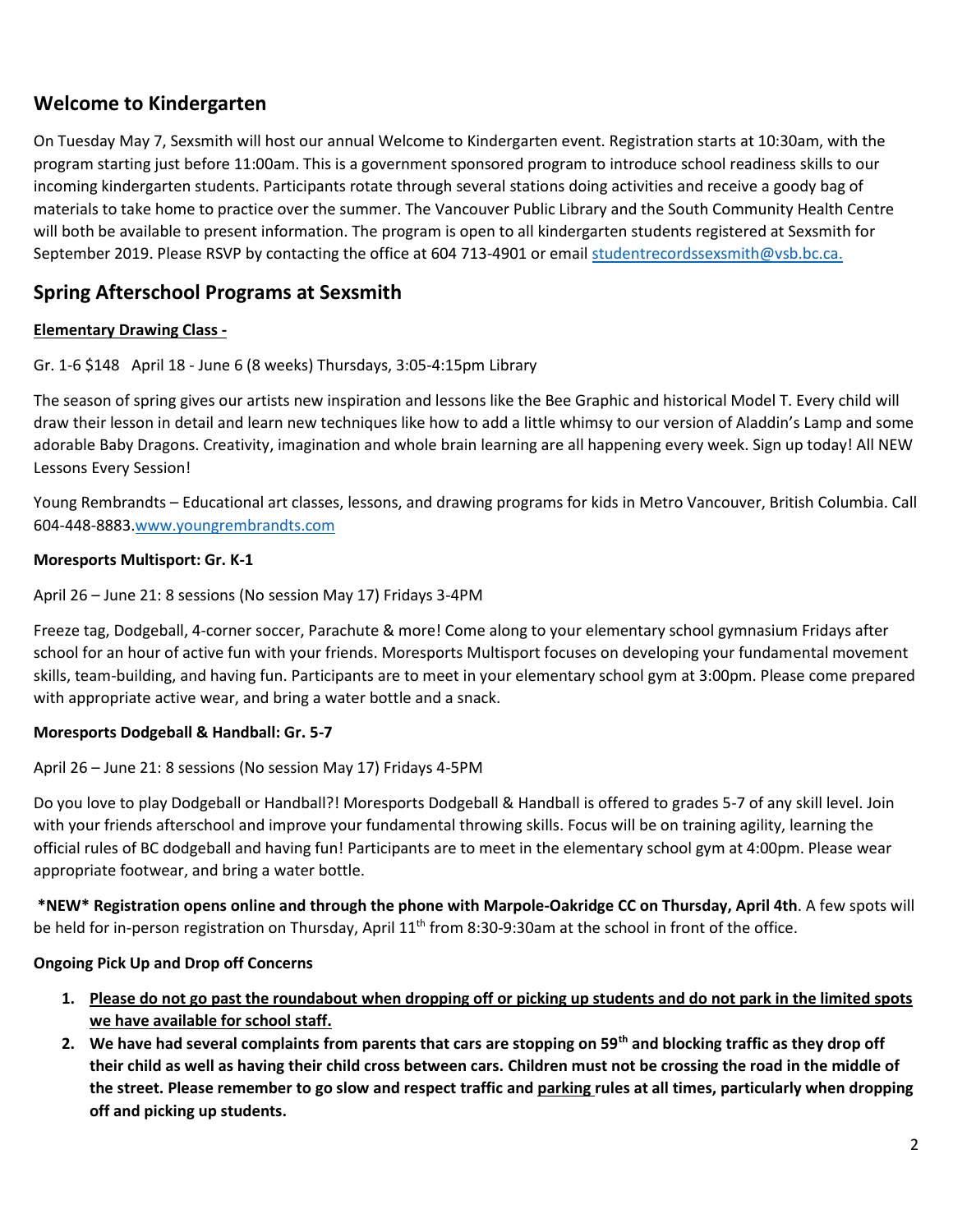## Welcome to Kindergarten

On Tuesday May 7, Sexsmith will host our annual Welcome to Kindergarten event. Registration starts at 10:30am, with the program starting just before 11:00am. This is a government sponsored program to introduce school readiness skills to our incoming kindergarten students. Participants rotate through several stations doing activities and receive a goody bag of materials to take home to practice over the summer. The Vancouver Public Library and the South Community Health Centre will both be available to present information. The program is open to all kindergarten students registered at Sexsmith for September 2019. Please RSVP by contacting the office at 604 713-4901 or email studentrecordssexsmith@vsb.bc.ca.

## Spring Afterschool Programs at Sexsmith

**Elementary Drawing Class -**

Gr. 1-6 $148 April 18 - June 6 (8 weeks) Thursdays, 3:05-4:15pm Library

The season of spring gives our artists new inspiration and lessons like the Bee Graphic and historical Model T. Every child will draw their lesson in detail and learn new techniques like how to add a little whimsy to our version of Aladdin's Lamp and some adorable Baby Dragons. Creativity, imagination and whole brain learning are all happening every week. Sign up today! All NEW Lessons Every Session!

Young Rembrandts – Educational art classes, lessons, and drawing programs for kids in Metro Vancouver, British Columbia. Call 604-448-8883.www.youngrembrandts.com

**Moresports Multisport: Gr. K-1**

April 26 – June 21: 8 sessions (No session May 17) Fridays 3-4PM

Freeze tag, Dodgeball, 4-corner soccer, Parachute & more! Come along to your elementary school gymnasium Fridays after school for an hour of active fun with your friends. Moresports Multisport focuses on developing your fundamental movement skills, team-building, and having fun. Participants are to meet in your elementary school gym at 3:00pm. Please come prepared with appropriate active wear, and bring a water bottle and a snack.

**Moresports Dodgeball & Handball: Gr. 5-7**

April 26 – June 21: 8 sessions (No session May 17) Fridays 4-5PM

Do you love to play Dodgeball or Handball?! Moresports Dodgeball & Handball is offered to grades 5-7 of any skill level. Join with your friends afterschool and improve your fundamental throwing skills. Focus will be on training agility, learning the official rules of BC dodgeball and having fun! Participants are to meet in the elementary school gym at 4:00pm. Please wear appropriate footwear, and bring a water bottle.

**\*NEW\* Registration opens online and through the phone with Marpole-Oakridge CC on Thursday, April 4th**. A few spots will be held for in-person registration on Thursday, April 11th from 8:30-9:30am at the school in front of the office.

**Ongoing Pick Up and Drop off Concerns**

1. **Please do not go past the roundabout when dropping off or picking up students and do not park in the limited spots we have available for school staff.**
2. **We have had several complaints from parents that cars are stopping on 59th and blocking traffic as they drop off their child as well as having their child cross between cars. Children must not be crossing the road in the middle of the street. Please remember to go slow and respect traffic and parking rules at all times, particularly when dropping off and picking up students.**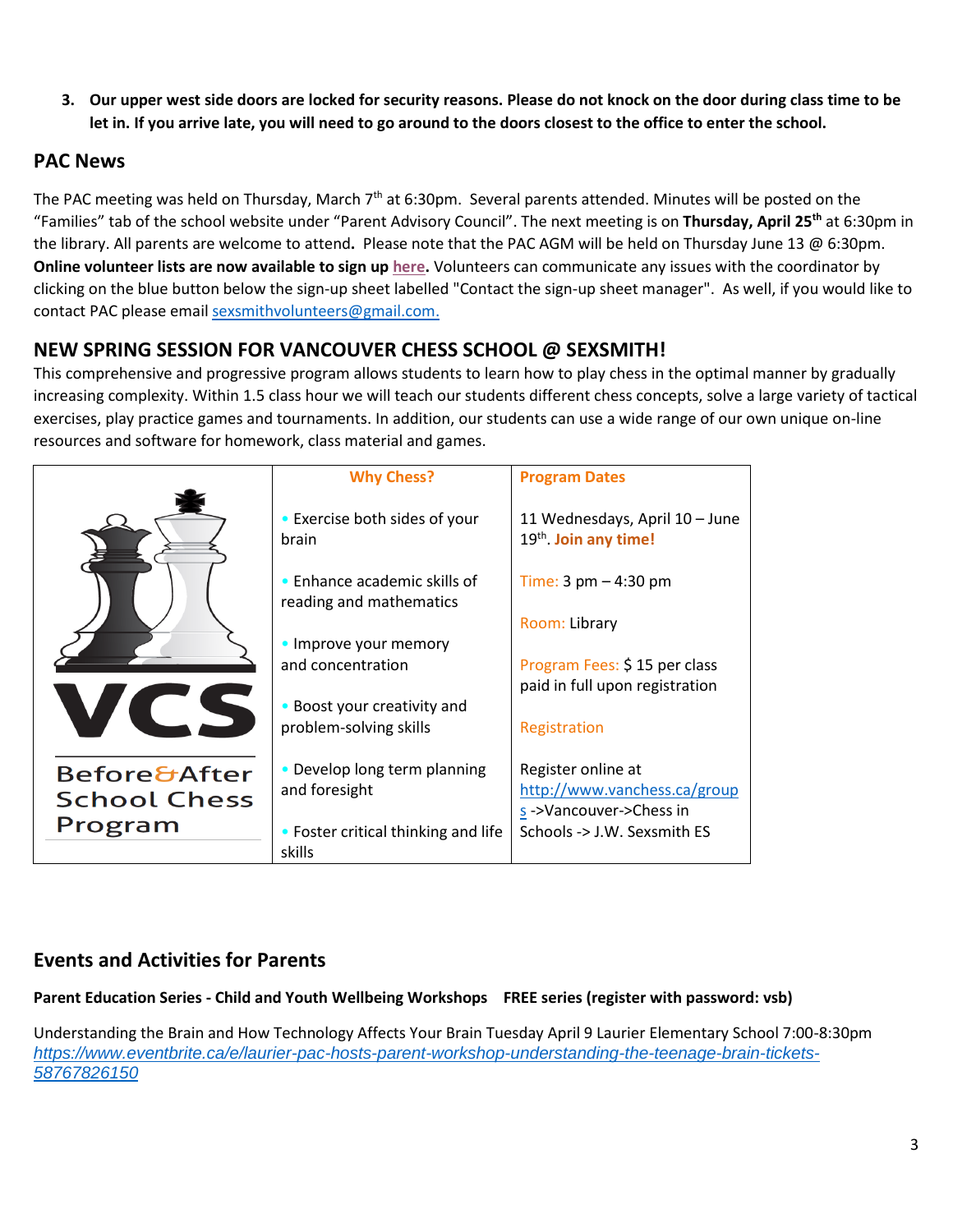3. **Our upper west side doors are locked for security reasons. Please do not knock on the door during class time to be let in. If you arrive late, you will need to go around to the doors closest to the office to enter the school.**

## PAC News

The PAC meeting was held on Thursday, March 7th at 6:30pm. Several parents attended. Minutes will be posted on the "Families" tab of the school website under "Parent Advisory Council". The next meeting is on **Thursday, April 25th** at 6:30pm in the library. All parents are welcome to attend**.** Please note that the PAC AGM will be held on Thursday June 13 @ 6:30pm. **Online volunteer lists are now available to sign up here.** Volunteers can communicate any issues with the coordinator by clicking on the blue button below the sign-up sheet labelled "Contact the sign-up sheet manager". As well, if you would like to contact PAC please email sexsmithvolunteers@gmail.com.

## NEW SPRING SESSION FOR VANCOUVER CHESS SCHOOL @ SEXSMITH!

This comprehensive and progressive program allows students to learn how to play chess in the optimal manner by gradually increasing complexity. Within 1.5 class hour we will teach our students different chess concepts, solve a large variety of tactical exercises, play practice games and tournaments. In addition, our students can use a wide range of our own unique on-line resources and software for homework, class material and games.

| | Why Chess? | Program Dates |
|---|---|---|
| VCS<br>Before&After School Chess Program | • Exercise both sides of your brain<br><br>• Enhance academic skills of reading and mathematics<br><br>• Improve your memory and concentration<br><br>• Boost your creativity and problem-solving skills<br><br>• Develop long term planning and foresight<br><br>• Foster critical thinking and life skills | 11 Wednesdays, April 10 – June 19th. **Join any time!**<br><br>Time: 3 pm – 4:30 pm<br><br>Room: Library<br><br>Program Fees: $ 15 per class paid in full upon registration<br><br>Registration<br><br>Register online at http://www.vanchess.ca/groups ->Vancouver->Chess in Schools -> J.W. Sexsmith ES |

## Events and Activities for Parents

**Parent Education Series - Child and Youth Wellbeing Workshops FREE series (register with password: vsb)**

Understanding the Brain and How Technology Affects Your Brain Tuesday April 9 Laurier Elementary School 7:00-8:30pm
*https://www.eventbrite.ca/e/laurier-pac-hosts-parent-workshop-understanding-the-teenage-brain-tickets-58767826150*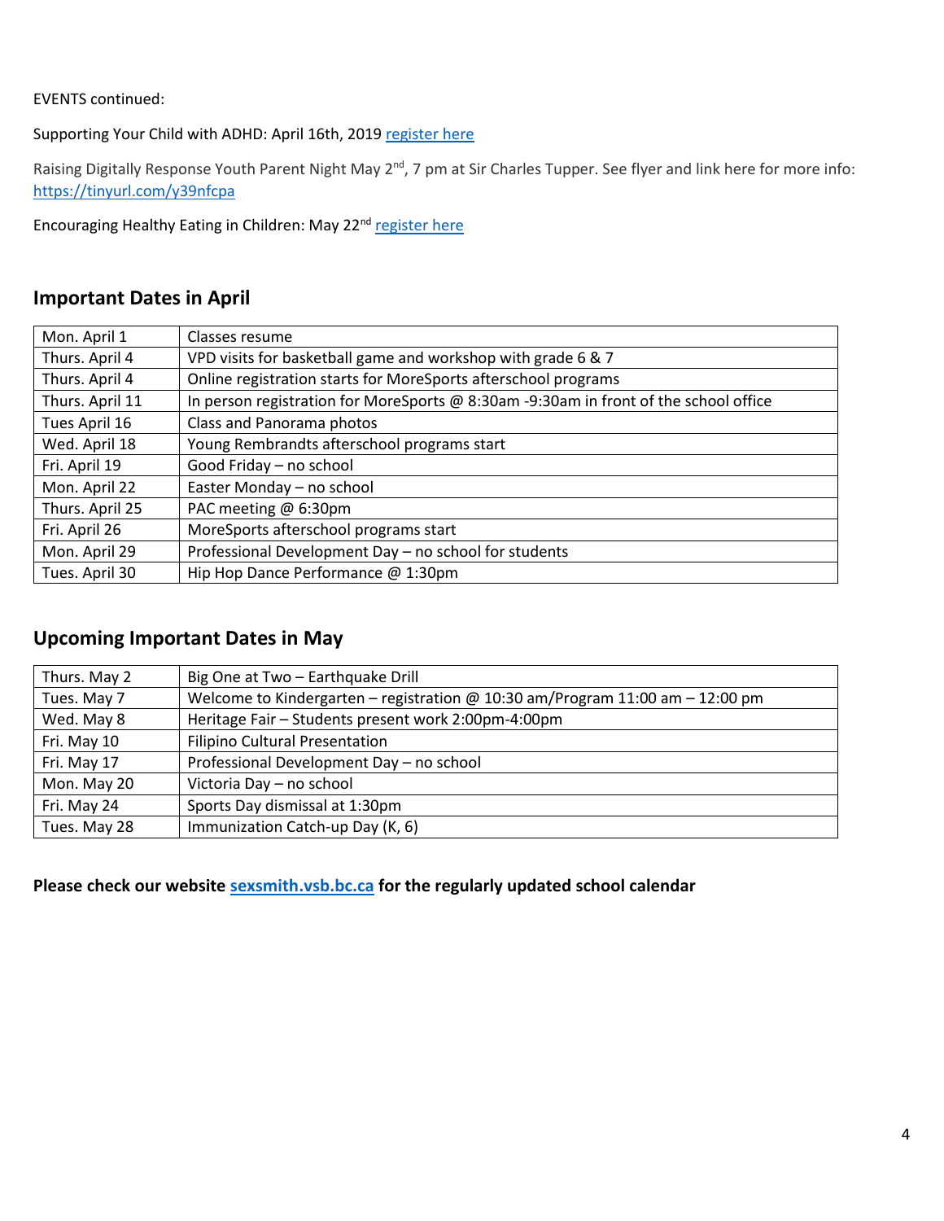EVENTS continued:

Supporting Your Child with ADHD: April 16th, 2019 [register here]

Raising Digitally Response Youth Parent Night May 2nd, 7 pm at Sir Charles Tupper. See flyer and link here for more info: https://tinyurl.com/y39nfcpa

Encouraging Healthy Eating in Children: May 22nd [register here]

## Important Dates in April

| | |
|---|---|
| Mon. April 1 | Classes resume |
| Thurs. April 4 | VPD visits for basketball game and workshop with grade 6 & 7 |
| Thurs. April 4 | Online registration starts for MoreSports afterschool programs |
| Thurs. April 11 | In person registration for MoreSports @ 8:30am -9:30am in front of the school office |
| Tues April 16 | Class and Panorama photos |
| Wed. April 18 | Young Rembrandts afterschool programs start |
| Fri. April 19 | Good Friday – no school |
| Mon. April 22 | Easter Monday – no school |
| Thurs. April 25 | PAC meeting @ 6:30pm |
| Fri. April 26 | MoreSports afterschool programs start |
| Mon. April 29 | Professional Development Day – no school for students |
| Tues. April 30 | Hip Hop Dance Performance @ 1:30pm |

## Upcoming Important Dates in May

| | |
|---|---|
| Thurs. May 2 | Big One at Two – Earthquake Drill |
| Tues. May 7 | Welcome to Kindergarten – registration @ 10:30 am/Program 11:00 am – 12:00 pm |
| Wed. May 8 | Heritage Fair – Students present work 2:00pm-4:00pm |
| Fri. May 10 | Filipino Cultural Presentation |
| Fri. May 17 | Professional Development Day – no school |
| Mon. May 20 | Victoria Day – no school |
| Fri. May 24 | Sports Day dismissal at 1:30pm |
| Tues. May 28 | Immunization Catch-up Day (K, 6) |

**Please check our website sexsmith.vsb.bc.ca for the regularly updated school calendar**